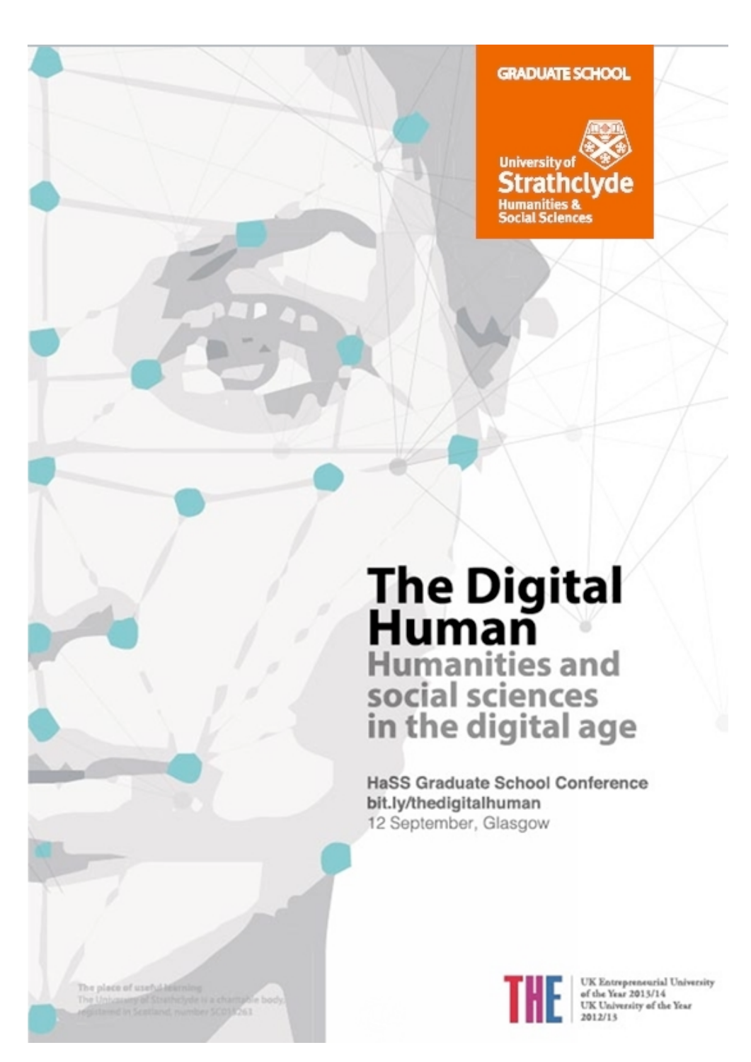GRADUATE SCHOOL

University of Strathclyde
Humanities & Social Sciences

# The Digital Human

## Humanities and social sciences in the digital age

**HaSS Graduate School Conference**
**bit.ly/thedigitalhuman**
12 September, Glasgow

The place of useful learning
The University of Strathclyde is a charitable body, registered in Scotland, number SC015263

THE
UK Entrepreneurial University of the Year 2013/14
UK University of the Year 2012/13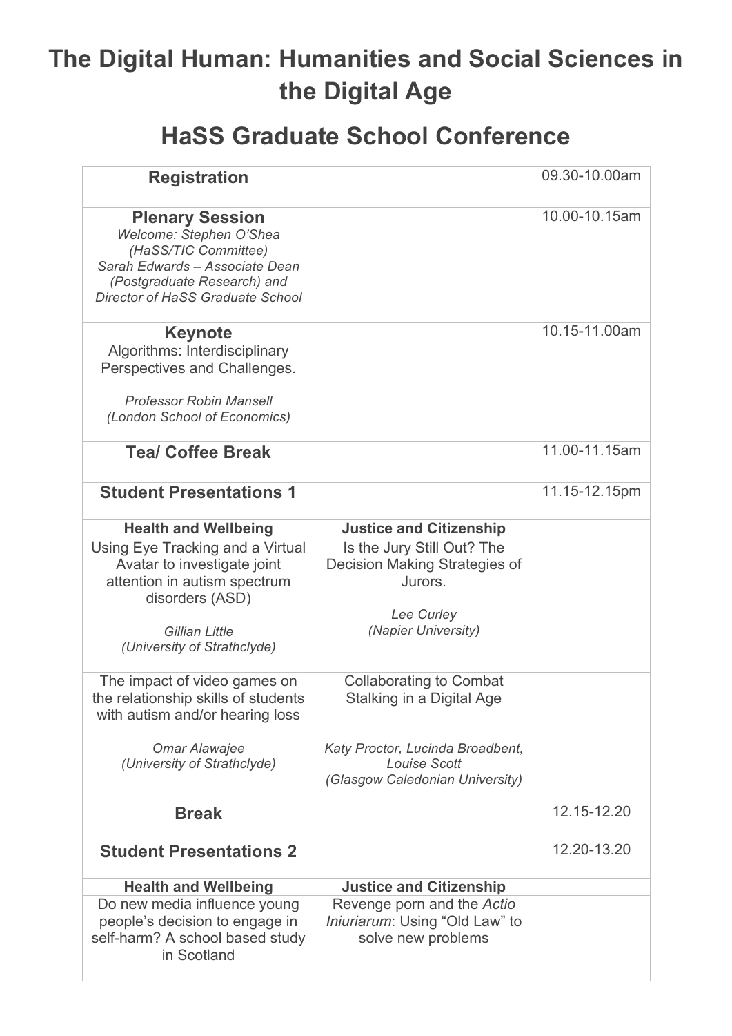# The Digital Human: Humanities and Social Sciences in the Digital Age

## HaSS Graduate School Conference

| | | |
|---|---|---|
| **Registration** | | 09.30-10.00am |
| **Plenary Session**<br>*Welcome: Stephen O'Shea (HaSS/TIC Committee)*<br>*Sarah Edwards – Associate Dean (Postgraduate Research) and Director of HaSS Graduate School* | | 10.00-10.15am |
| **Keynote**<br>Algorithms: Interdisciplinary Perspectives and Challenges.<br><br>*Professor Robin Mansell (London School of Economics)* | | 10.15-11.00am |
| **Tea/ Coffee Break** | | 11.00-11.15am |
| **Student Presentations 1** | | 11.15-12.15pm |
| **Health and Wellbeing** | **Justice and Citizenship** | |
| Using Eye Tracking and a Virtual Avatar to investigate joint attention in autism spectrum disorders (ASD)<br><br>*Gillian Little (University of Strathclyde)* | Is the Jury Still Out? The Decision Making Strategies of Jurors.<br><br>*Lee Curley (Napier University)* | |
| The impact of video games on the relationship skills of students with autism and/or hearing loss<br><br>*Omar Alawajee (University of Strathclyde)* | Collaborating to Combat Stalking in a Digital Age<br><br>*Katy Proctor, Lucinda Broadbent, Louise Scott (Glasgow Caledonian University)* | |
| **Break** | | 12.15-12.20 |
| **Student Presentations 2** | | 12.20-13.20 |
| **Health and Wellbeing** | **Justice and Citizenship** | |
| Do new media influence young people's decision to engage in self-harm? A school based study in Scotland | Revenge porn and the *Actio Iniuriarum*: Using "Old Law" to solve new problems | |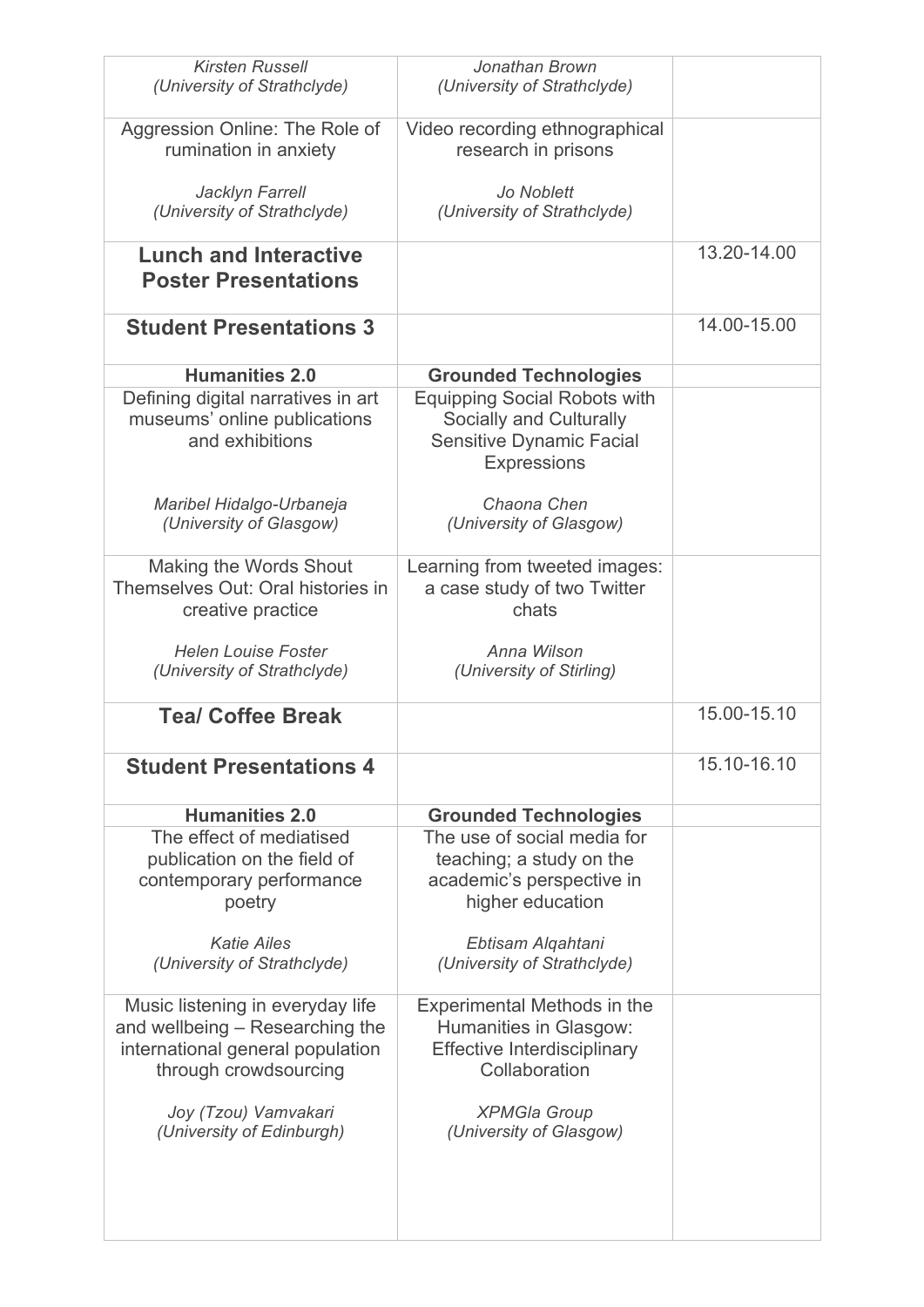| | | |
|---|---|---|
| *Kirsten Russell*<br>*(University of Strathclyde)* | *Jonathan Brown*<br>*(University of Strathclyde)* | |
| Aggression Online: The Role of rumination in anxiety<br><br>*Jacklyn Farrell*<br>*(University of Strathclyde)* | Video recording ethnographical research in prisons<br><br>*Jo Noblett*<br>*(University of Strathclyde)* | |
| **Lunch and Interactive Poster Presentations** | | 13.20-14.00 |
| **Student Presentations 3** | | 14.00-15.00 |
| **Humanities 2.0** | **Grounded Technologies** | |
| Defining digital narratives in art museums' online publications and exhibitions<br><br>*Maribel Hidalgo-Urbaneja*<br>*(University of Glasgow)* | Equipping Social Robots with Socially and Culturally Sensitive Dynamic Facial Expressions<br><br>*Chaona Chen*<br>*(University of Glasgow)* | |
| Making the Words Shout Themselves Out: Oral histories in creative practice<br><br>*Helen Louise Foster*<br>*(University of Strathclyde)* | Learning from tweeted images: a case study of two Twitter chats<br><br>*Anna Wilson*<br>*(University of Stirling)* | |
| **Tea/ Coffee Break** | | 15.00-15.10 |
| **Student Presentations 4** | | 15.10-16.10 |
| **Humanities 2.0** | **Grounded Technologies** | |
| The effect of mediatised publication on the field of contemporary performance poetry<br><br>*Katie Ailes*<br>*(University of Strathclyde)* | The use of social media for teaching; a study on the academic's perspective in higher education<br><br>*Ebtisam Alqahtani*<br>*(University of Strathclyde)* | |
| Music listening in everyday life and wellbeing – Researching the international general population through crowdsourcing<br><br>*Joy (Tzou) Vamvakari*<br>*(University of Edinburgh)* | Experimental Methods in the Humanities in Glasgow: Effective Interdisciplinary Collaboration<br><br>*XPMGla Group*<br>*(University of Glasgow)* | |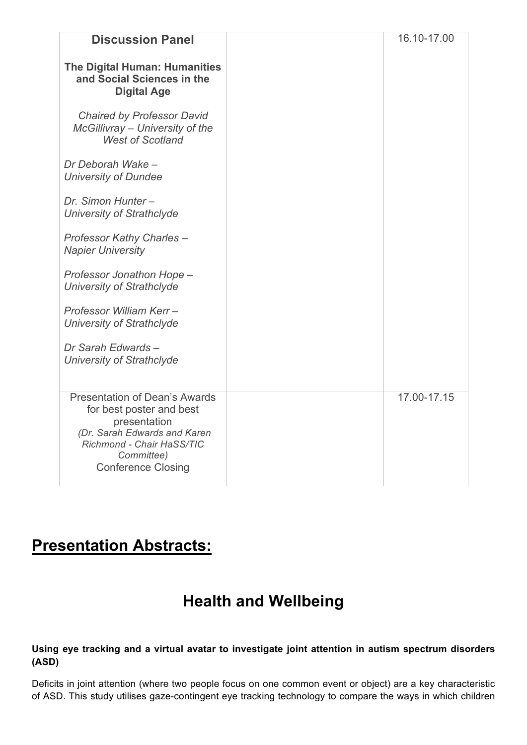| | | |
|---|---|---|
| **Discussion Panel**<br><br>**The Digital Human: Humanities and Social Sciences in the Digital Age**<br><br>*Chaired by Professor David McGillivray – University of the West of Scotland*<br><br>*Dr Deborah Wake – University of Dundee*<br><br>*Dr. Simon Hunter – University of Strathclyde*<br><br>*Professor Kathy Charles – Napier University*<br><br>*Professor Jonathon Hope – University of Strathclyde*<br><br>*Professor William Kerr – University of Strathclyde*<br><br>*Dr Sarah Edwards – University of Strathclyde* | | 16.10-17.00 |
| Presentation of Dean's Awards for best poster and best presentation<br>*(Dr. Sarah Edwards and Karen Richmond - Chair HaSS/TIC Committee)*<br>Conference Closing | | 17.00-17.15 |

# <u>Presentation Abstracts:</u>

## Health and Wellbeing

**Using eye tracking and a virtual avatar to investigate joint attention in autism spectrum disorders (ASD)**

Deficits in joint attention (where two people focus on one common event or object) are a key characteristic of ASD. This study utilises gaze-contingent eye tracking technology to compare the ways in which children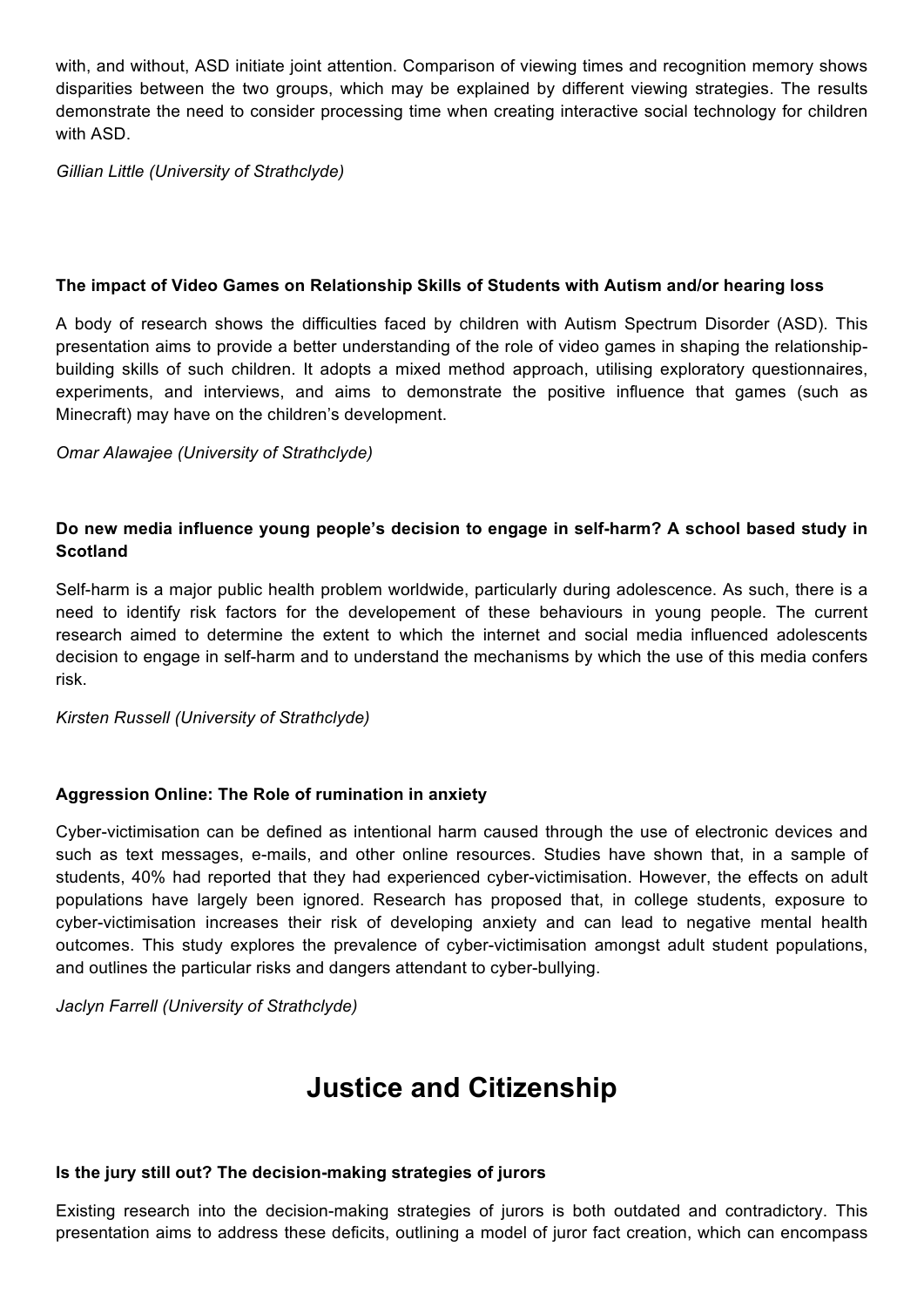with, and without, ASD initiate joint attention. Comparison of viewing times and recognition memory shows disparities between the two groups, which may be explained by different viewing strategies. The results demonstrate the need to consider processing time when creating interactive social technology for children with ASD.

*Gillian Little (University of Strathclyde)*

**The impact of Video Games on Relationship Skills of Students with Autism and/or hearing loss**

A body of research shows the difficulties faced by children with Autism Spectrum Disorder (ASD). This presentation aims to provide a better understanding of the role of video games in shaping the relationship-building skills of such children. It adopts a mixed method approach, utilising exploratory questionnaires, experiments, and interviews, and aims to demonstrate the positive influence that games (such as Minecraft) may have on the children's development.

*Omar Alawajee (University of Strathclyde)*

**Do new media influence young people's decision to engage in self-harm? A school based study in Scotland**

Self-harm is a major public health problem worldwide, particularly during adolescence. As such, there is a need to identify risk factors for the developement of these behaviours in young people. The current research aimed to determine the extent to which the internet and social media influenced adolescents decision to engage in self-harm and to understand the mechanisms by which the use of this media confers risk.

*Kirsten Russell (University of Strathclyde)*

**Aggression Online: The Role of rumination in anxiety**

Cyber-victimisation can be defined as intentional harm caused through the use of electronic devices and such as text messages, e-mails, and other online resources. Studies have shown that, in a sample of students, 40% had reported that they had experienced cyber-victimisation. However, the effects on adult populations have largely been ignored. Research has proposed that, in college students, exposure to cyber-victimisation increases their risk of developing anxiety and can lead to negative mental health outcomes. This study explores the prevalence of cyber-victimisation amongst adult student populations, and outlines the particular risks and dangers attendant to cyber-bullying.

*Jaclyn Farrell (University of Strathclyde)*

# Justice and Citizenship

**Is the jury still out? The decision-making strategies of jurors**

Existing research into the decision-making strategies of jurors is both outdated and contradictory. This presentation aims to address these deficits, outlining a model of juror fact creation, which can encompass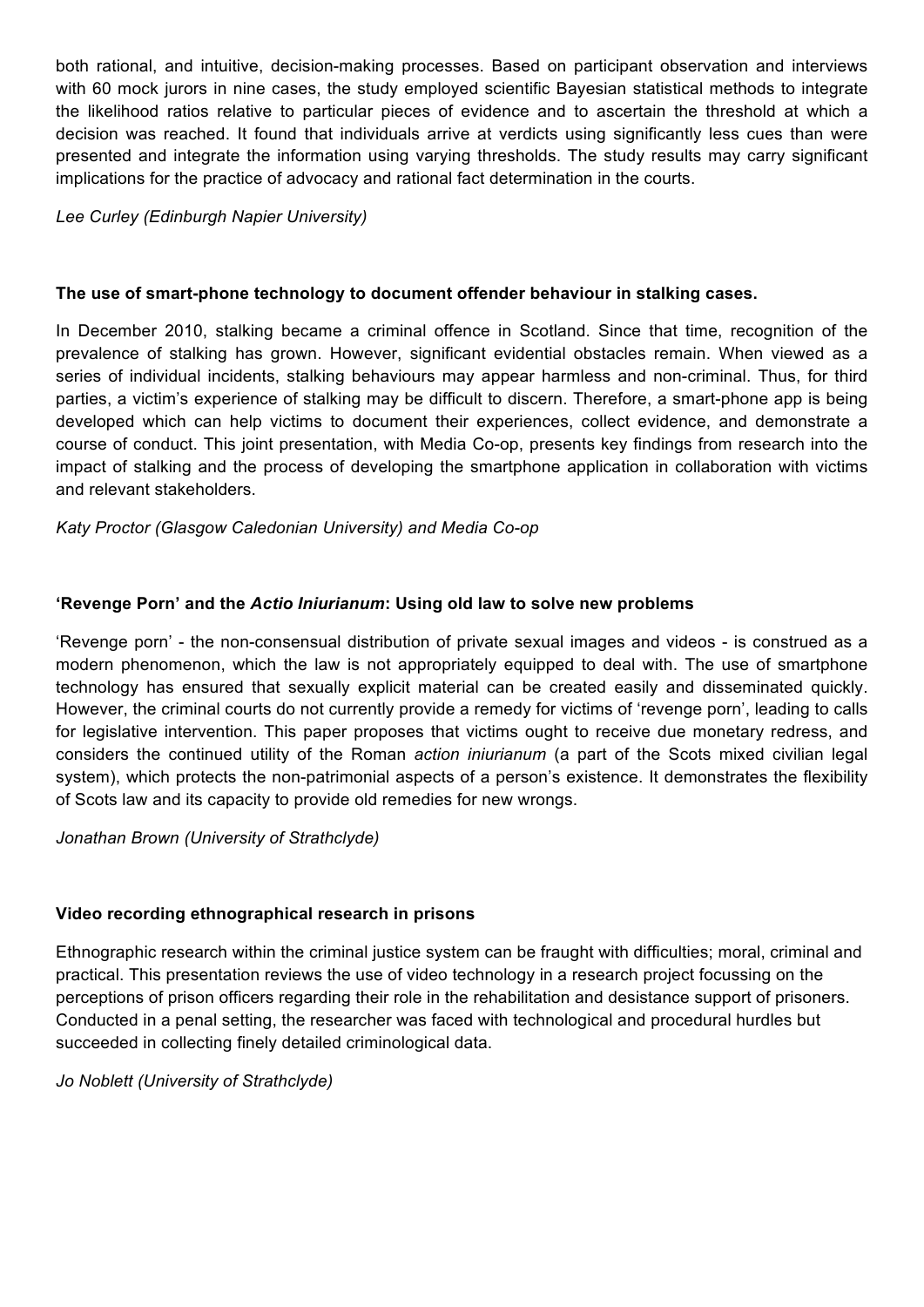both rational, and intuitive, decision-making processes. Based on participant observation and interviews with 60 mock jurors in nine cases, the study employed scientific Bayesian statistical methods to integrate the likelihood ratios relative to particular pieces of evidence and to ascertain the threshold at which a decision was reached. It found that individuals arrive at verdicts using significantly less cues than were presented and integrate the information using varying thresholds. The study results may carry significant implications for the practice of advocacy and rational fact determination in the courts.

*Lee Curley (Edinburgh Napier University)*

**The use of smart-phone technology to document offender behaviour in stalking cases.**

In December 2010, stalking became a criminal offence in Scotland. Since that time, recognition of the prevalence of stalking has grown. However, significant evidential obstacles remain. When viewed as a series of individual incidents, stalking behaviours may appear harmless and non-criminal. Thus, for third parties, a victim's experience of stalking may be difficult to discern. Therefore, a smart-phone app is being developed which can help victims to document their experiences, collect evidence, and demonstrate a course of conduct. This joint presentation, with Media Co-op, presents key findings from research into the impact of stalking and the process of developing the smartphone application in collaboration with victims and relevant stakeholders.

*Katy Proctor (Glasgow Caledonian University) and Media Co-op*

**'Revenge Porn' and the *Actio Iniurianum*: Using old law to solve new problems**

'Revenge porn' - the non-consensual distribution of private sexual images and videos - is construed as a modern phenomenon, which the law is not appropriately equipped to deal with. The use of smartphone technology has ensured that sexually explicit material can be created easily and disseminated quickly. However, the criminal courts do not currently provide a remedy for victims of 'revenge porn', leading to calls for legislative intervention. This paper proposes that victims ought to receive due monetary redress, and considers the continued utility of the Roman *action iniurianum* (a part of the Scots mixed civilian legal system), which protects the non-patrimonial aspects of a person's existence. It demonstrates the flexibility of Scots law and its capacity to provide old remedies for new wrongs.

*Jonathan Brown (University of Strathclyde)*

**Video recording ethnographical research in prisons**

Ethnographic research within the criminal justice system can be fraught with difficulties; moral, criminal and practical. This presentation reviews the use of video technology in a research project focussing on the perceptions of prison officers regarding their role in the rehabilitation and desistance support of prisoners. Conducted in a penal setting, the researcher was faced with technological and procedural hurdles but succeeded in collecting finely detailed criminological data.

*Jo Noblett (University of Strathclyde)*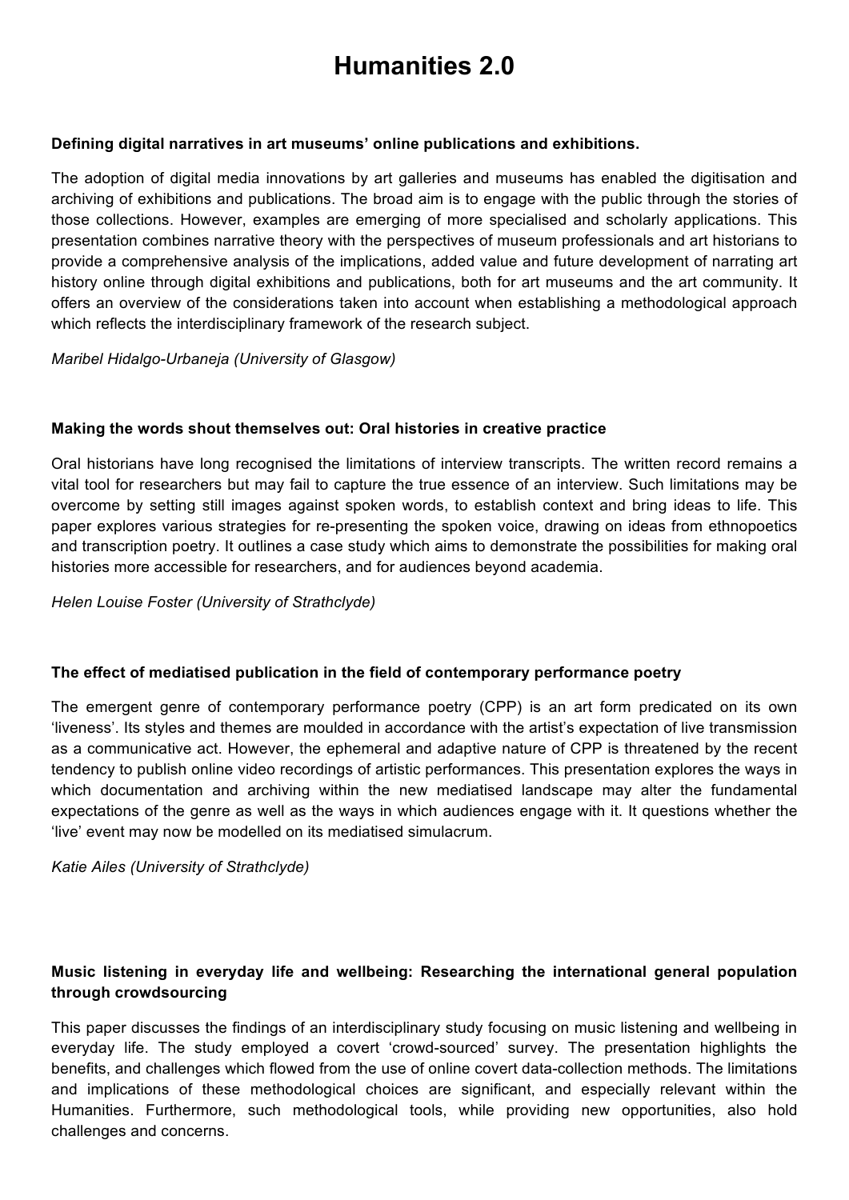# Humanities 2.0

**Defining digital narratives in art museums' online publications and exhibitions.**

The adoption of digital media innovations by art galleries and museums has enabled the digitisation and archiving of exhibitions and publications. The broad aim is to engage with the public through the stories of those collections. However, examples are emerging of more specialised and scholarly applications. This presentation combines narrative theory with the perspectives of museum professionals and art historians to provide a comprehensive analysis of the implications, added value and future development of narrating art history online through digital exhibitions and publications, both for art museums and the art community. It offers an overview of the considerations taken into account when establishing a methodological approach which reflects the interdisciplinary framework of the research subject.

*Maribel Hidalgo-Urbaneja (University of Glasgow)*

**Making the words shout themselves out: Oral histories in creative practice**

Oral historians have long recognised the limitations of interview transcripts. The written record remains a vital tool for researchers but may fail to capture the true essence of an interview. Such limitations may be overcome by setting still images against spoken words, to establish context and bring ideas to life. This paper explores various strategies for re-presenting the spoken voice, drawing on ideas from ethnopoetics and transcription poetry. It outlines a case study which aims to demonstrate the possibilities for making oral histories more accessible for researchers, and for audiences beyond academia.

*Helen Louise Foster (University of Strathclyde)*

**The effect of mediatised publication in the field of contemporary performance poetry**

The emergent genre of contemporary performance poetry (CPP) is an art form predicated on its own 'liveness'. Its styles and themes are moulded in accordance with the artist's expectation of live transmission as a communicative act. However, the ephemeral and adaptive nature of CPP is threatened by the recent tendency to publish online video recordings of artistic performances. This presentation explores the ways in which documentation and archiving within the new mediatised landscape may alter the fundamental expectations of the genre as well as the ways in which audiences engage with it. It questions whether the 'live' event may now be modelled on its mediatised simulacrum.

*Katie Ailes (University of Strathclyde)*

**Music listening in everyday life and wellbeing: Researching the international general population through crowdsourcing**

This paper discusses the findings of an interdisciplinary study focusing on music listening and wellbeing in everyday life. The study employed a covert 'crowd-sourced' survey. The presentation highlights the benefits, and challenges which flowed from the use of online covert data-collection methods. The limitations and implications of these methodological choices are significant, and especially relevant within the Humanities. Furthermore, such methodological tools, while providing new opportunities, also hold challenges and concerns.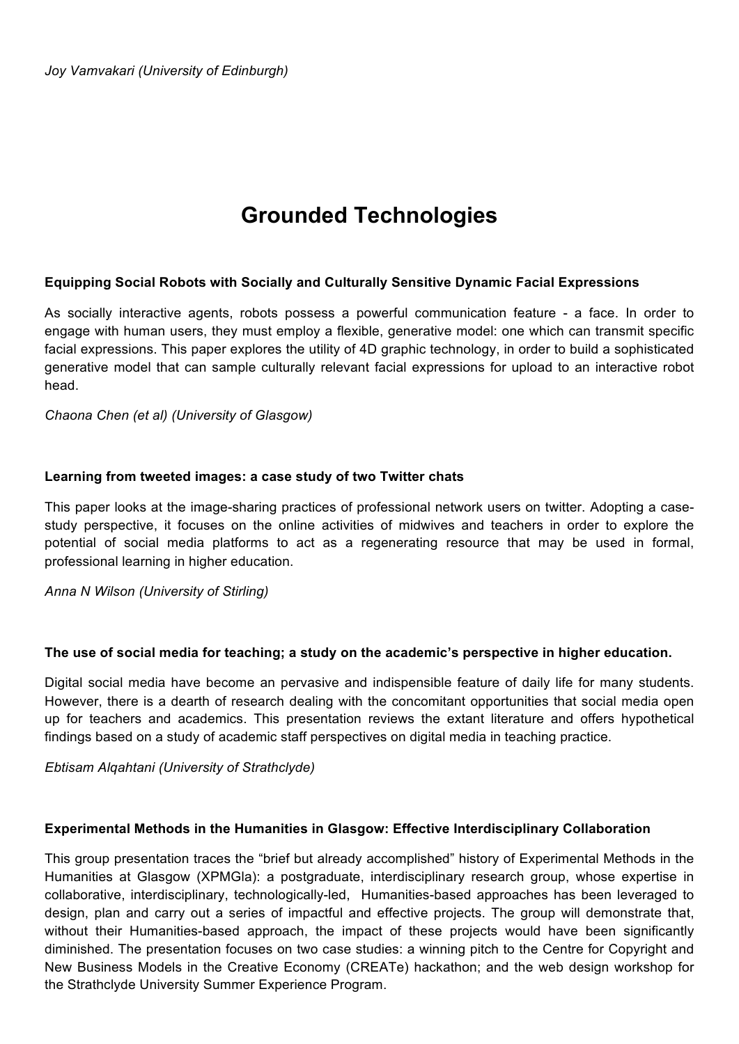*Joy Vamvakari (University of Edinburgh)*

# Grounded Technologies

**Equipping Social Robots with Socially and Culturally Sensitive Dynamic Facial Expressions**

As socially interactive agents, robots possess a powerful communication feature - a face. In order to engage with human users, they must employ a flexible, generative model: one which can transmit specific facial expressions. This paper explores the utility of 4D graphic technology, in order to build a sophisticated generative model that can sample culturally relevant facial expressions for upload to an interactive robot head.

*Chaona Chen (et al) (University of Glasgow)*

**Learning from tweeted images: a case study of two Twitter chats**

This paper looks at the image-sharing practices of professional network users on twitter. Adopting a case-study perspective, it focuses on the online activities of midwives and teachers in order to explore the potential of social media platforms to act as a regenerating resource that may be used in formal, professional learning in higher education.

*Anna N Wilson (University of Stirling)*

**The use of social media for teaching; a study on the academic's perspective in higher education.**

Digital social media have become an pervasive and indispensible feature of daily life for many students. However, there is a dearth of research dealing with the concomitant opportunities that social media open up for teachers and academics. This presentation reviews the extant literature and offers hypothetical findings based on a study of academic staff perspectives on digital media in teaching practice.

*Ebtisam Alqahtani (University of Strathclyde)*

**Experimental Methods in the Humanities in Glasgow: Effective Interdisciplinary Collaboration**

This group presentation traces the "brief but already accomplished" history of Experimental Methods in the Humanities at Glasgow (XPMGla): a postgraduate, interdisciplinary research group, whose expertise in collaborative, interdisciplinary, technologically-led, Humanities-based approaches has been leveraged to design, plan and carry out a series of impactful and effective projects. The group will demonstrate that, without their Humanities-based approach, the impact of these projects would have been significantly diminished. The presentation focuses on two case studies: a winning pitch to the Centre for Copyright and New Business Models in the Creative Economy (CREATe) hackathon; and the web design workshop for the Strathclyde University Summer Experience Program.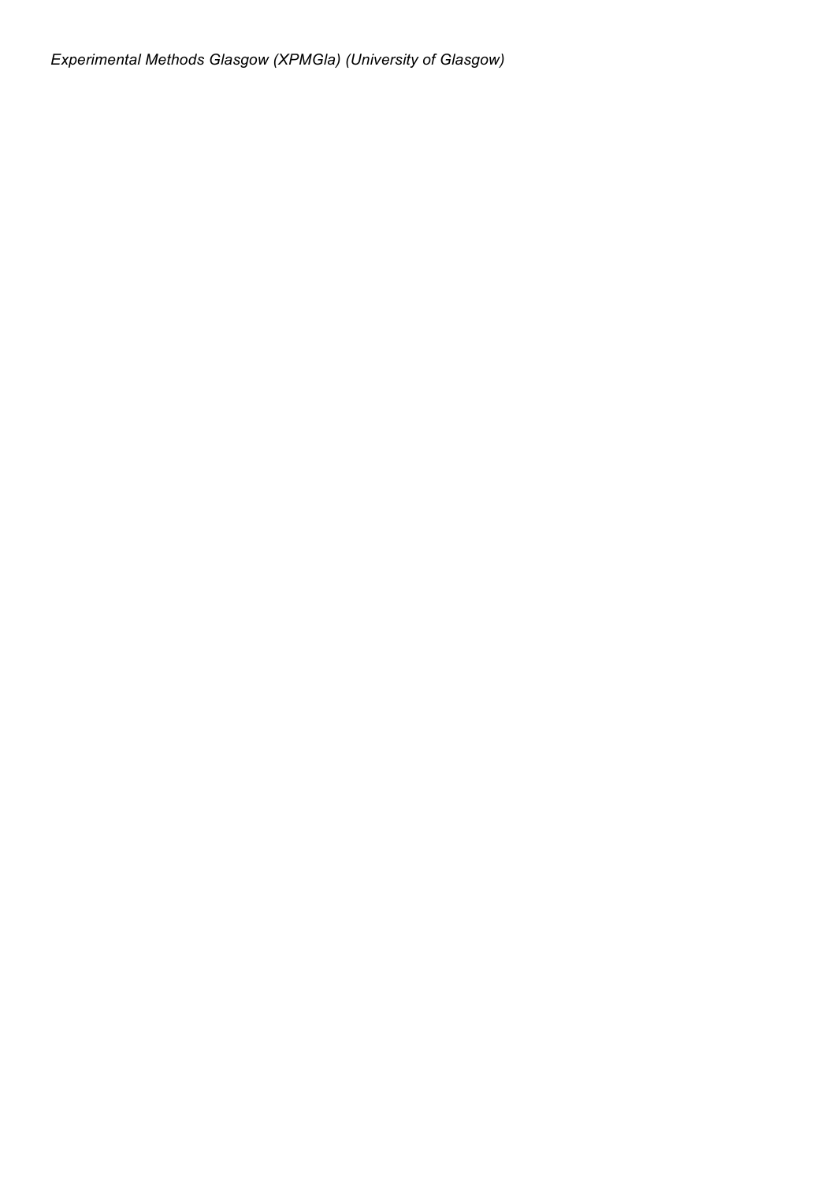*Experimental Methods Glasgow (XPMGla) (University of Glasgow)*